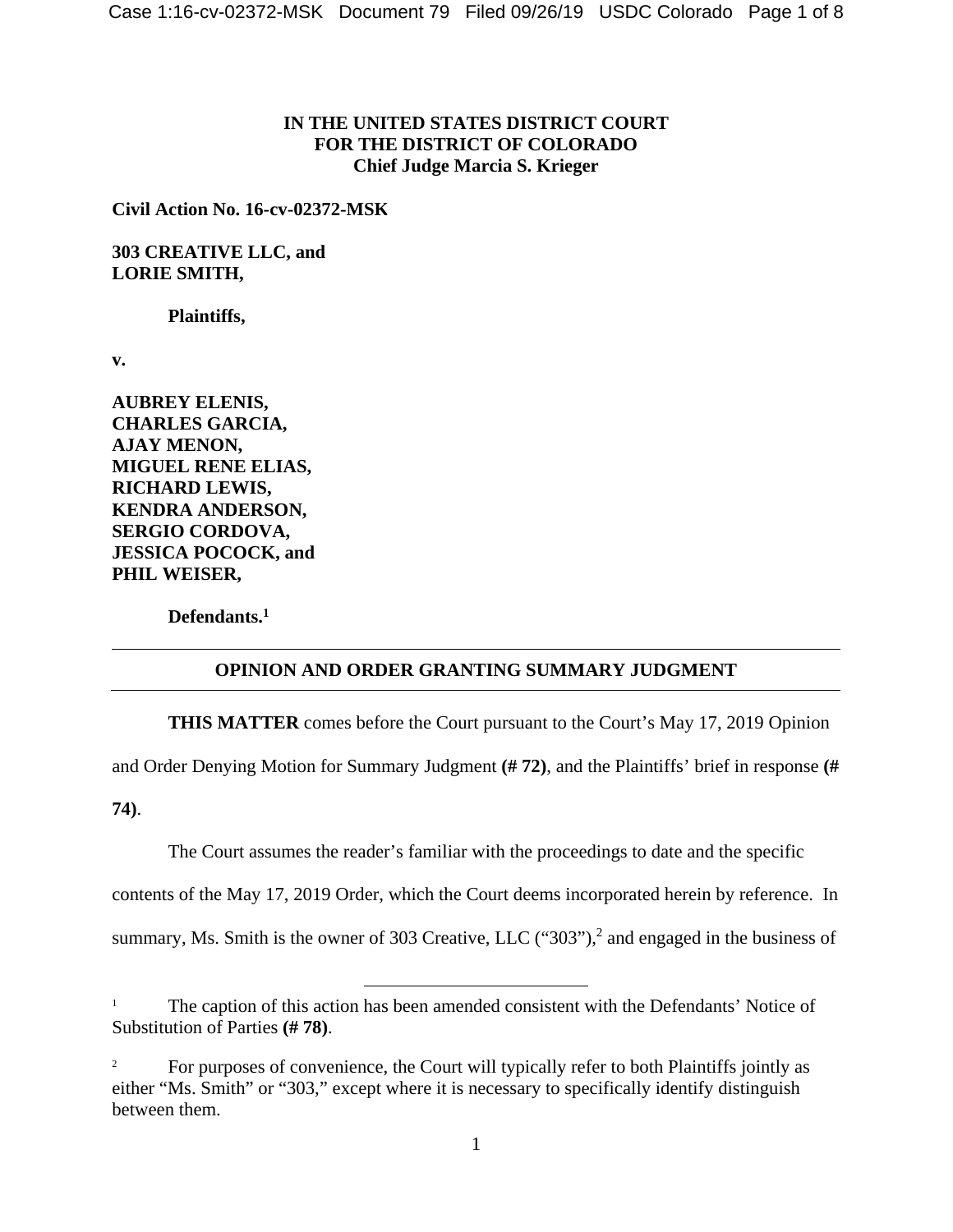**IN THE UNITED STATES DISTRICT COURT**
**FOR THE DISTRICT OF COLORADO**
**Chief Judge Marcia S. Krieger**

**Civil Action No. 16-cv-02372-MSK**

**303 CREATIVE LLC, and**
**LORIE SMITH,**

**Plaintiffs,**

**v.**

**AUBREY ELENIS,**
**CHARLES GARCIA,**
**AJAY MENON,**
**MIGUEL RENE ELIAS,**
**RICHARD LEWIS,**
**KENDRA ANDERSON,**
**SERGIO CORDOVA,**
**JESSICA POCOCK, and**
**PHIL WEISER,**

**Defendants.**[1]

---

## OPINION AND ORDER GRANTING SUMMARY JUDGMENT

---

**THIS MATTER** comes before the Court pursuant to the Court's May 17, 2019 Opinion and Order Denying Motion for Summary Judgment **(# 72)**, and the Plaintiffs' brief in response **(# 74)**.

The Court assumes the reader's familiar with the proceedings to date and the specific contents of the May 17, 2019 Order, which the Court deems incorporated herein by reference. In summary, Ms. Smith is the owner of 303 Creative, LLC ("303"),[2] and engaged in the business of

---

[1] The caption of this action has been amended consistent with the Defendants' Notice of Substitution of Parties **(# 78)**.

[2] For purposes of convenience, the Court will typically refer to both Plaintiffs jointly as either "Ms. Smith" or "303," except where it is necessary to specifically identify distinguish between them.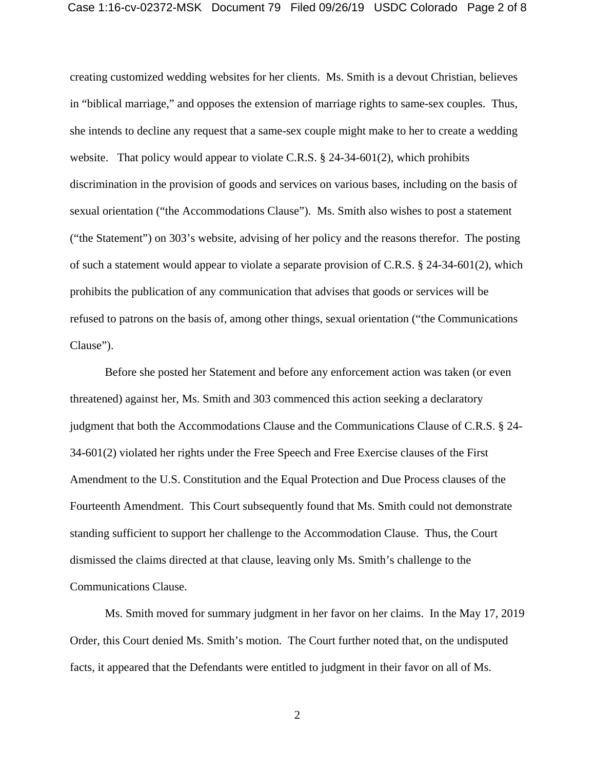creating customized wedding websites for her clients. Ms. Smith is a devout Christian, believes in "biblical marriage," and opposes the extension of marriage rights to same-sex couples. Thus, she intends to decline any request that a same-sex couple might make to her to create a wedding website. That policy would appear to violate C.R.S. § 24-34-601(2), which prohibits discrimination in the provision of goods and services on various bases, including on the basis of sexual orientation ("the Accommodations Clause"). Ms. Smith also wishes to post a statement ("the Statement") on 303's website, advising of her policy and the reasons therefor. The posting of such a statement would appear to violate a separate provision of C.R.S. § 24-34-601(2), which prohibits the publication of any communication that advises that goods or services will be refused to patrons on the basis of, among other things, sexual orientation ("the Communications Clause").

Before she posted her Statement and before any enforcement action was taken (or even threatened) against her, Ms. Smith and 303 commenced this action seeking a declaratory judgment that both the Accommodations Clause and the Communications Clause of C.R.S. § 24-34-601(2) violated her rights under the Free Speech and Free Exercise clauses of the First Amendment to the U.S. Constitution and the Equal Protection and Due Process clauses of the Fourteenth Amendment. This Court subsequently found that Ms. Smith could not demonstrate standing sufficient to support her challenge to the Accommodation Clause. Thus, the Court dismissed the claims directed at that clause, leaving only Ms. Smith's challenge to the Communications Clause.

Ms. Smith moved for summary judgment in her favor on her claims. In the May 17, 2019 Order, this Court denied Ms. Smith's motion. The Court further noted that, on the undisputed facts, it appeared that the Defendants were entitled to judgment in their favor on all of Ms.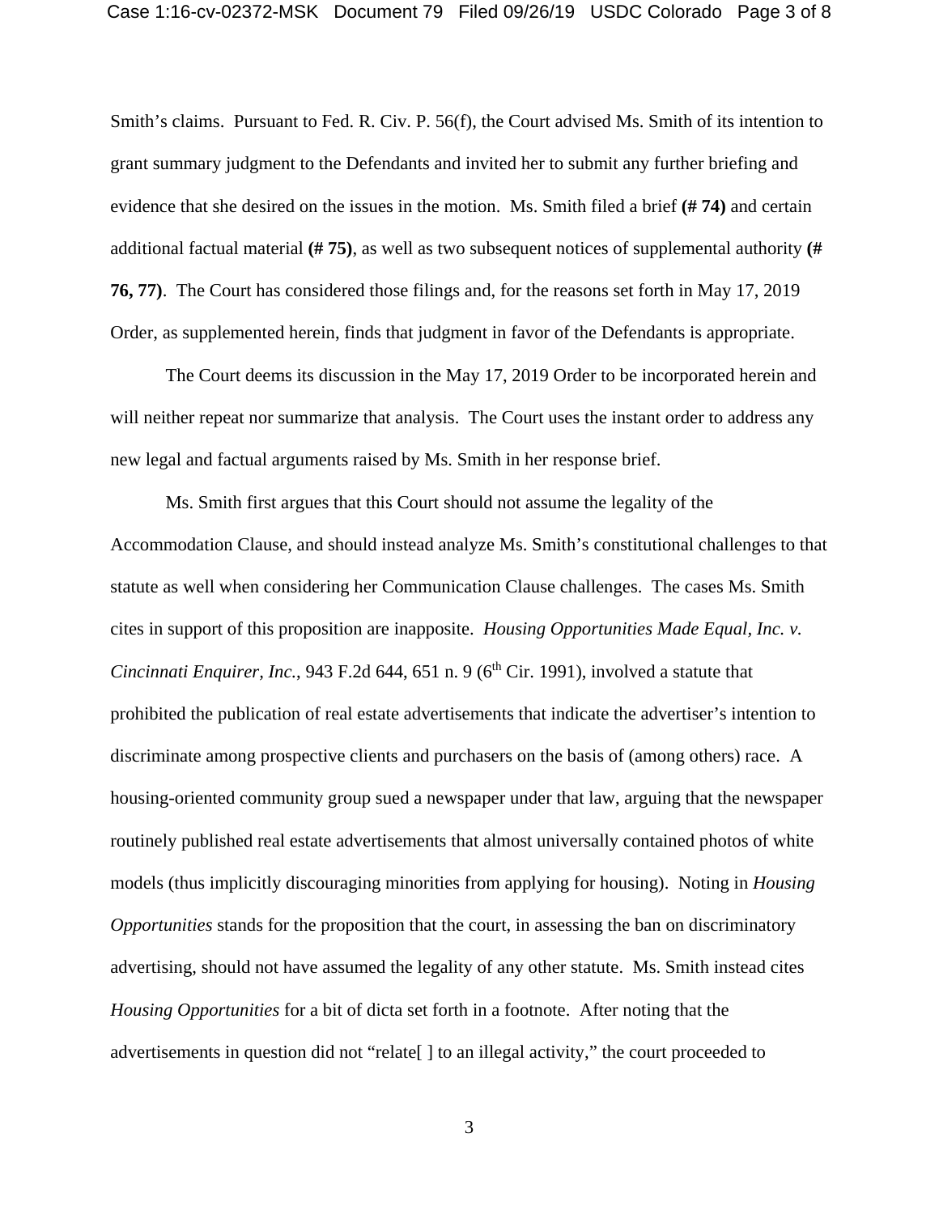Smith's claims. Pursuant to Fed. R. Civ. P. 56(f), the Court advised Ms. Smith of its intention to grant summary judgment to the Defendants and invited her to submit any further briefing and evidence that she desired on the issues in the motion. Ms. Smith filed a brief **(# 74)** and certain additional factual material **(# 75)**, as well as two subsequent notices of supplemental authority **(# 76, 77)**. The Court has considered those filings and, for the reasons set forth in May 17, 2019 Order, as supplemented herein, finds that judgment in favor of the Defendants is appropriate.

The Court deems its discussion in the May 17, 2019 Order to be incorporated herein and will neither repeat nor summarize that analysis. The Court uses the instant order to address any new legal and factual arguments raised by Ms. Smith in her response brief.

Ms. Smith first argues that this Court should not assume the legality of the Accommodation Clause, and should instead analyze Ms. Smith's constitutional challenges to that statute as well when considering her Communication Clause challenges. The cases Ms. Smith cites in support of this proposition are inapposite. *Housing Opportunities Made Equal, Inc. v. Cincinnati Enquirer, Inc.*, 943 F.2d 644, 651 n. 9 (6th Cir. 1991), involved a statute that prohibited the publication of real estate advertisements that indicate the advertiser's intention to discriminate among prospective clients and purchasers on the basis of (among others) race. A housing-oriented community group sued a newspaper under that law, arguing that the newspaper routinely published real estate advertisements that almost universally contained photos of white models (thus implicitly discouraging minorities from applying for housing). Noting in *Housing Opportunities* stands for the proposition that the court, in assessing the ban on discriminatory advertising, should not have assumed the legality of any other statute. Ms. Smith instead cites *Housing Opportunities* for a bit of dicta set forth in a footnote. After noting that the advertisements in question did not "relate[ ] to an illegal activity," the court proceeded to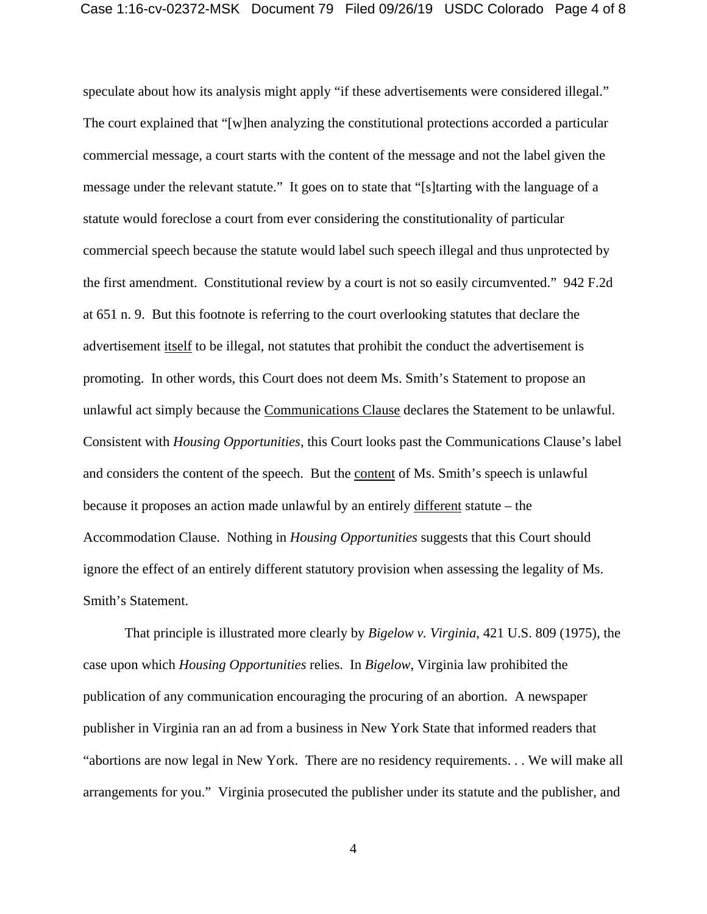speculate about how its analysis might apply "if these advertisements were considered illegal." The court explained that "[w]hen analyzing the constitutional protections accorded a particular commercial message, a court starts with the content of the message and not the label given the message under the relevant statute." It goes on to state that "[s]tarting with the language of a statute would foreclose a court from ever considering the constitutionality of particular commercial speech because the statute would label such speech illegal and thus unprotected by the first amendment. Constitutional review by a court is not so easily circumvented." 942 F.2d at 651 n. 9. But this footnote is referring to the court overlooking statutes that declare the advertisement itself to be illegal, not statutes that prohibit the conduct the advertisement is promoting. In other words, this Court does not deem Ms. Smith's Statement to propose an unlawful act simply because the Communications Clause declares the Statement to be unlawful. Consistent with *Housing Opportunities*, this Court looks past the Communications Clause's label and considers the content of the speech. But the content of Ms. Smith's speech is unlawful because it proposes an action made unlawful by an entirely different statute – the Accommodation Clause. Nothing in *Housing Opportunities* suggests that this Court should ignore the effect of an entirely different statutory provision when assessing the legality of Ms. Smith's Statement.

That principle is illustrated more clearly by *Bigelow v. Virginia*, 421 U.S. 809 (1975), the case upon which *Housing Opportunities* relies. In *Bigelow*, Virginia law prohibited the publication of any communication encouraging the procuring of an abortion. A newspaper publisher in Virginia ran an ad from a business in New York State that informed readers that "abortions are now legal in New York. There are no residency requirements. . . We will make all arrangements for you." Virginia prosecuted the publisher under its statute and the publisher, and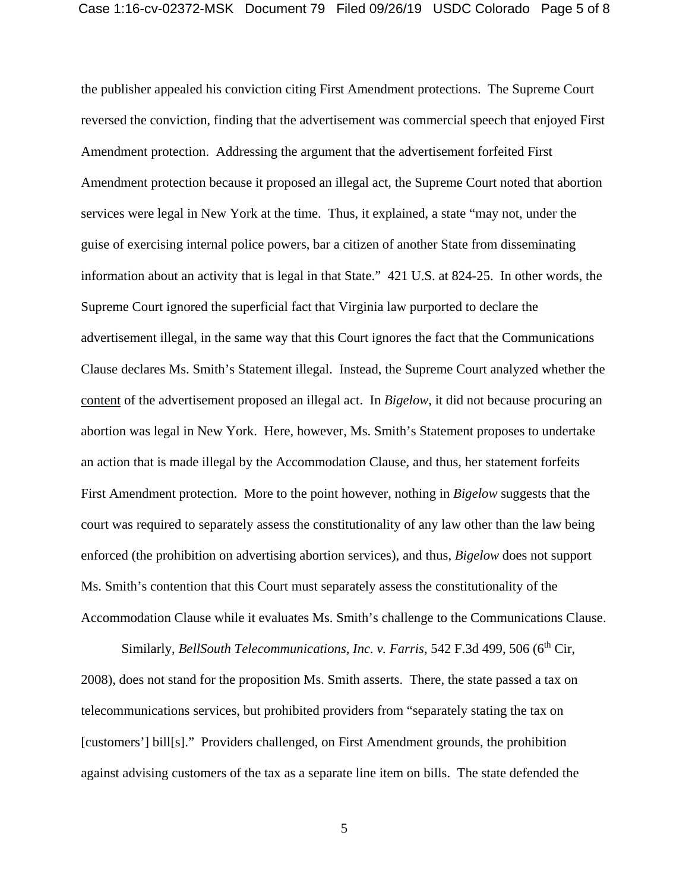the publisher appealed his conviction citing First Amendment protections. The Supreme Court reversed the conviction, finding that the advertisement was commercial speech that enjoyed First Amendment protection. Addressing the argument that the advertisement forfeited First Amendment protection because it proposed an illegal act, the Supreme Court noted that abortion services were legal in New York at the time. Thus, it explained, a state "may not, under the guise of exercising internal police powers, bar a citizen of another State from disseminating information about an activity that is legal in that State." 421 U.S. at 824-25. In other words, the Supreme Court ignored the superficial fact that Virginia law purported to declare the advertisement illegal, in the same way that this Court ignores the fact that the Communications Clause declares Ms. Smith's Statement illegal. Instead, the Supreme Court analyzed whether the <u>content</u> of the advertisement proposed an illegal act. In *Bigelow*, it did not because procuring an abortion was legal in New York. Here, however, Ms. Smith's Statement proposes to undertake an action that is made illegal by the Accommodation Clause, and thus, her statement forfeits First Amendment protection. More to the point however, nothing in *Bigelow* suggests that the court was required to separately assess the constitutionality of any law other than the law being enforced (the prohibition on advertising abortion services), and thus, *Bigelow* does not support Ms. Smith's contention that this Court must separately assess the constitutionality of the Accommodation Clause while it evaluates Ms. Smith's challenge to the Communications Clause.

Similarly, *BellSouth Telecommunications, Inc. v. Farris*, 542 F.3d 499, 506 (6th Cir, 2008), does not stand for the proposition Ms. Smith asserts. There, the state passed a tax on telecommunications services, but prohibited providers from "separately stating the tax on [customers'] bill[s]." Providers challenged, on First Amendment grounds, the prohibition against advising customers of the tax as a separate line item on bills. The state defended the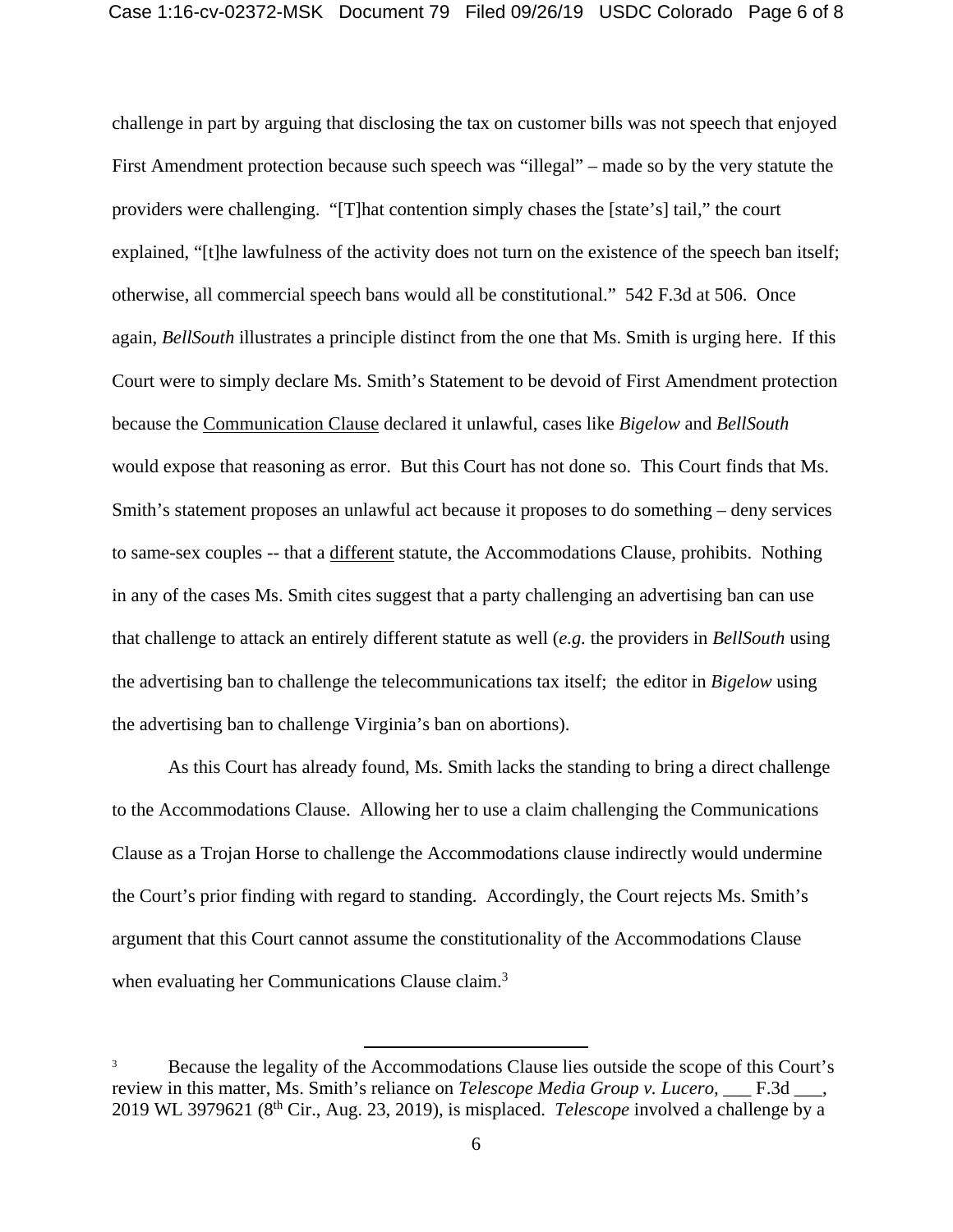challenge in part by arguing that disclosing the tax on customer bills was not speech that enjoyed First Amendment protection because such speech was "illegal" – made so by the very statute the providers were challenging. "[T]hat contention simply chases the [state's] tail," the court explained, "[t]he lawfulness of the activity does not turn on the existence of the speech ban itself; otherwise, all commercial speech bans would all be constitutional." 542 F.3d at 506. Once again, *BellSouth* illustrates a principle distinct from the one that Ms. Smith is urging here. If this Court were to simply declare Ms. Smith's Statement to be devoid of First Amendment protection because the <u>Communication Clause</u> declared it unlawful, cases like *Bigelow* and *BellSouth* would expose that reasoning as error. But this Court has not done so. This Court finds that Ms. Smith's statement proposes an unlawful act because it proposes to do something – deny services to same-sex couples -- that a <u>different</u> statute, the Accommodations Clause, prohibits. Nothing in any of the cases Ms. Smith cites suggest that a party challenging an advertising ban can use that challenge to attack an entirely different statute as well (*e.g.* the providers in *BellSouth* using the advertising ban to challenge the telecommunications tax itself; the editor in *Bigelow* using the advertising ban to challenge Virginia's ban on abortions).

As this Court has already found, Ms. Smith lacks the standing to bring a direct challenge to the Accommodations Clause. Allowing her to use a claim challenging the Communications Clause as a Trojan Horse to challenge the Accommodations clause indirectly would undermine the Court's prior finding with regard to standing. Accordingly, the Court rejects Ms. Smith's argument that this Court cannot assume the constitutionality of the Accommodations Clause when evaluating her Communications Clause claim.[3]

---

[3] Because the legality of the Accommodations Clause lies outside the scope of this Court's review in this matter, Ms. Smith's reliance on *Telescope Media Group v. Lucero*, ___ F.3d ___, 2019 WL 3979621 (8th Cir., Aug. 23, 2019), is misplaced. *Telescope* involved a challenge by a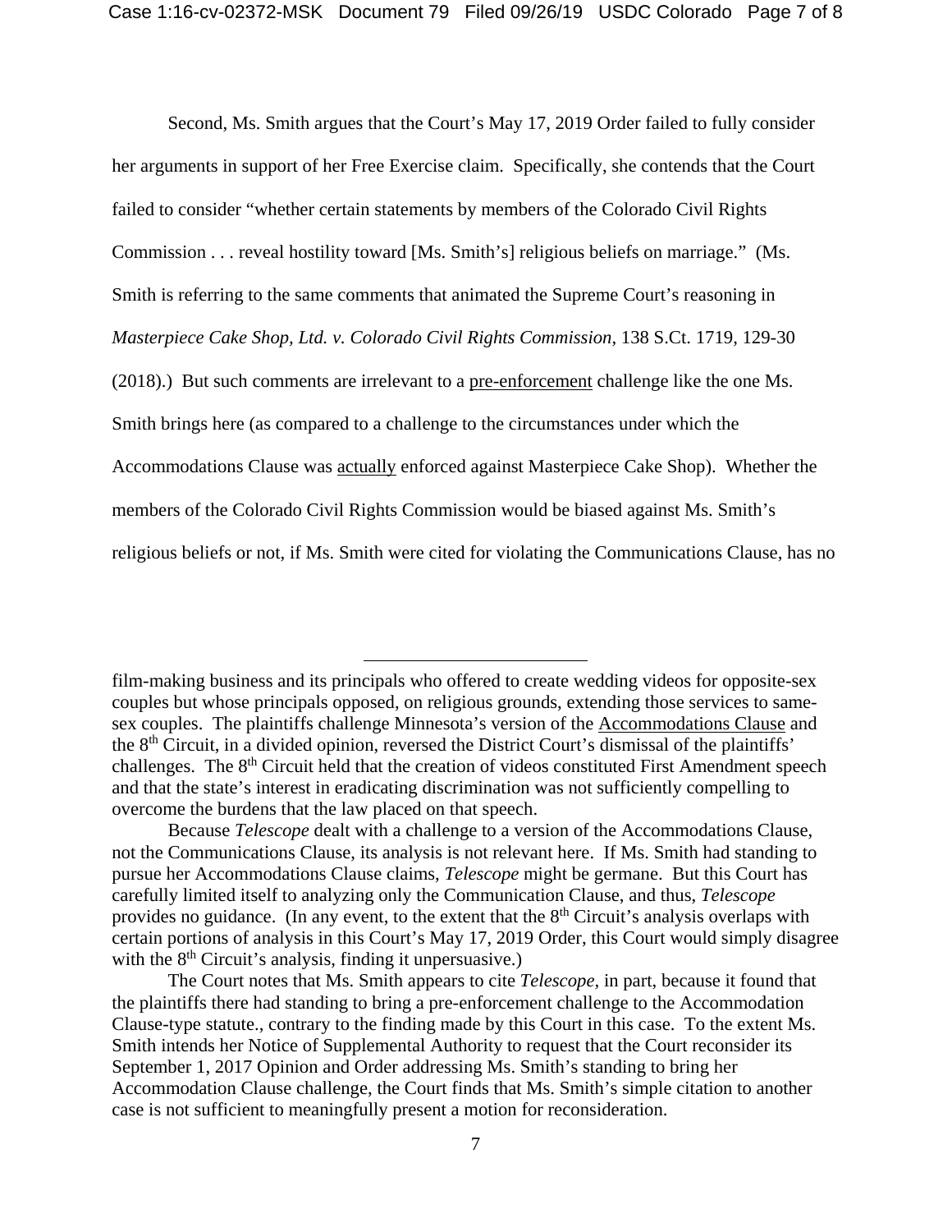Second, Ms. Smith argues that the Court's May 17, 2019 Order failed to fully consider her arguments in support of her Free Exercise claim. Specifically, she contends that the Court failed to consider "whether certain statements by members of the Colorado Civil Rights Commission . . . reveal hostility toward [Ms. Smith's] religious beliefs on marriage." (Ms. Smith is referring to the same comments that animated the Supreme Court's reasoning in *Masterpiece Cake Shop, Ltd. v. Colorado Civil Rights Commission*, 138 S.Ct. 1719, 129-30 (2018).) But such comments are irrelevant to a pre-enforcement challenge like the one Ms. Smith brings here (as compared to a challenge to the circumstances under which the Accommodations Clause was actually enforced against Masterpiece Cake Shop). Whether the members of the Colorado Civil Rights Commission would be biased against Ms. Smith's religious beliefs or not, if Ms. Smith were cited for violating the Communications Clause, has no

---

film-making business and its principals who offered to create wedding videos for opposite-sex couples but whose principals opposed, on religious grounds, extending those services to same-sex couples. The plaintiffs challenge Minnesota's version of the Accommodations Clause and the 8th Circuit, in a divided opinion, reversed the District Court's dismissal of the plaintiffs' challenges. The 8th Circuit held that the creation of videos constituted First Amendment speech and that the state's interest in eradicating discrimination was not sufficiently compelling to overcome the burdens that the law placed on that speech.

Because *Telescope* dealt with a challenge to a version of the Accommodations Clause, not the Communications Clause, its analysis is not relevant here. If Ms. Smith had standing to pursue her Accommodations Clause claims, *Telescope* might be germane. But this Court has carefully limited itself to analyzing only the Communication Clause, and thus, *Telescope* provides no guidance. (In any event, to the extent that the 8th Circuit's analysis overlaps with certain portions of analysis in this Court's May 17, 2019 Order, this Court would simply disagree with the 8th Circuit's analysis, finding it unpersuasive.)

The Court notes that Ms. Smith appears to cite *Telescope*, in part, because it found that the plaintiffs there had standing to bring a pre-enforcement challenge to the Accommodation Clause-type statute., contrary to the finding made by this Court in this case. To the extent Ms. Smith intends her Notice of Supplemental Authority to request that the Court reconsider its September 1, 2017 Opinion and Order addressing Ms. Smith's standing to bring her Accommodation Clause challenge, the Court finds that Ms. Smith's simple citation to another case is not sufficient to meaningfully present a motion for reconsideration.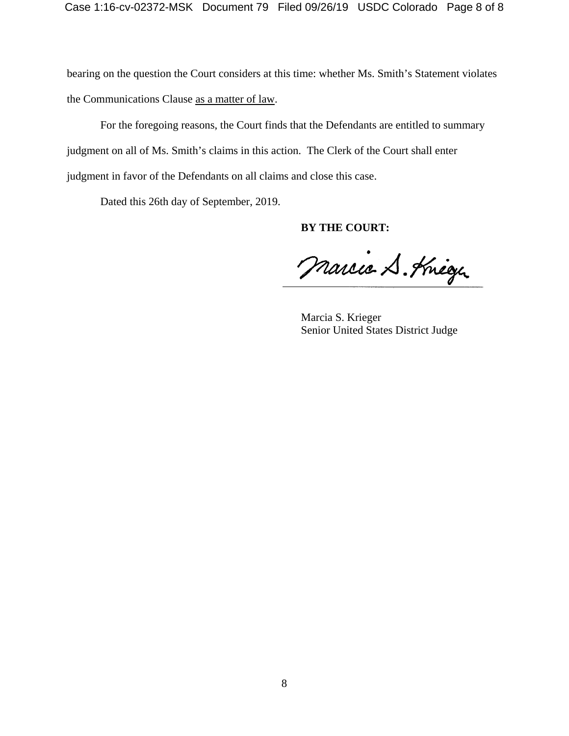bearing on the question the Court considers at this time: whether Ms. Smith's Statement violates the Communications Clause <u>as a matter of law</u>.

For the foregoing reasons, the Court finds that the Defendants are entitled to summary judgment on all of Ms. Smith's claims in this action. The Clerk of the Court shall enter judgment in favor of the Defendants on all claims and close this case.

Dated this 26th day of September, 2019.

**BY THE COURT:**

Marcia S. Krieger
Senior United States District Judge